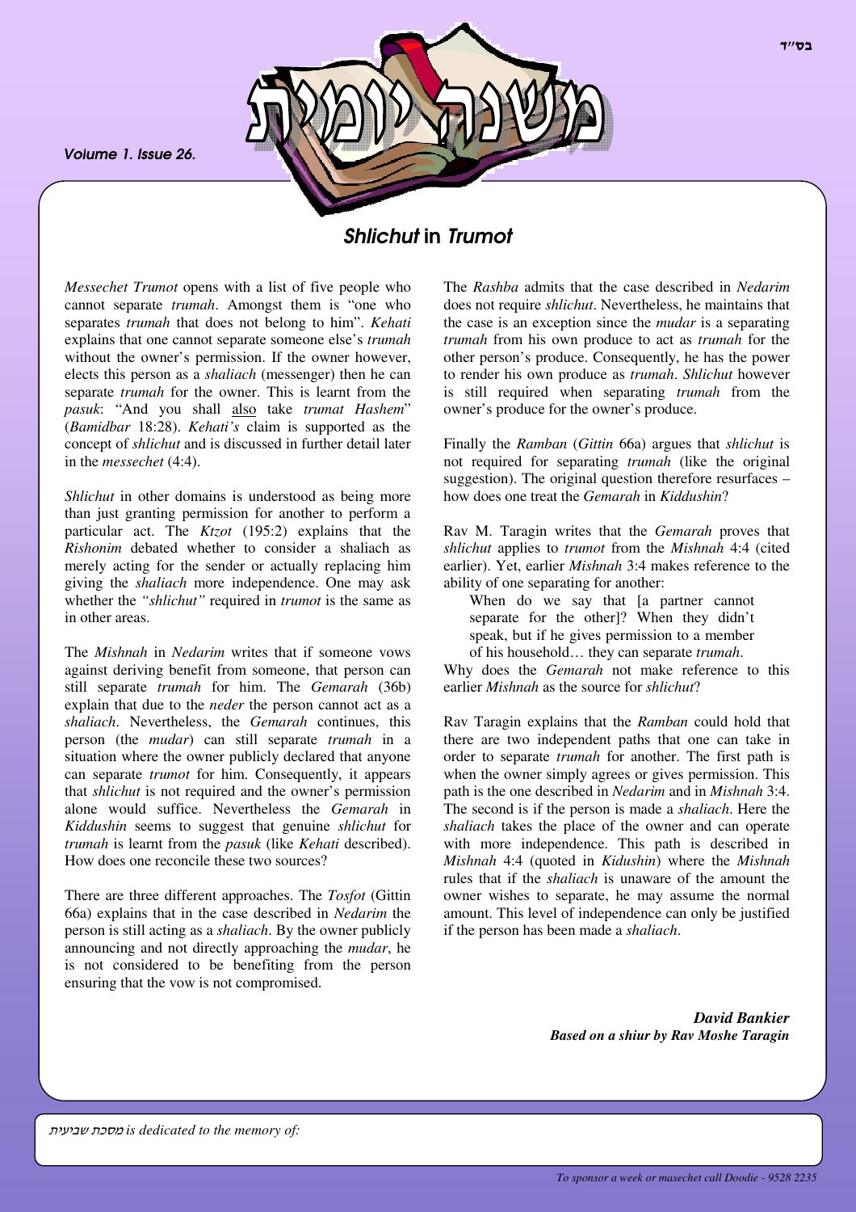בס"ד

# משנה יומית

*Volume 1. Issue 26.*

## *Shlichut* in *Trumot*

*Messechet Trumot* opens with a list of five people who cannot separate *trumah*. Amongst them is "one who separates *trumah* that does not belong to him". *Kehati* explains that one cannot separate someone else's *trumah* without the owner's permission. If the owner however, elects this person as a *shaliach* (messenger) then he can separate *trumah* for the owner. This is learnt from the *pasuk*: "And you shall also take *trumat Hashem*" (*Bamidbar* 18:28). *Kehati's* claim is supported as the concept of *shlichut* and is discussed in further detail later in the *messechet* (4:4).

*Shlichut* in other domains is understood as being more than just granting permission for another to perform a particular act. The *Ktzot* (195:2) explains that the *Rishonim* debated whether to consider a shaliach as merely acting for the sender or actually replacing him giving the *shaliach* more independence. One may ask whether the *"shlichut"* required in *trumot* is the same as in other areas.

The *Mishnah* in *Nedarim* writes that if someone vows against deriving benefit from someone, that person can still separate *trumah* for him. The *Gemarah* (36b) explain that due to the *neder* the person cannot act as a *shaliach*. Nevertheless, the *Gemarah* continues, this person (the *mudar*) can still separate *trumah* in a situation where the owner publicly declared that anyone can separate *trumot* for him. Consequently, it appears that *shlichut* is not required and the owner's permission alone would suffice. Nevertheless the *Gemarah* in *Kiddushin* seems to suggest that genuine *shlichut* for *trumah* is learnt from the *pasuk* (like *Kehati* described). How does one reconcile these two sources?

There are three different approaches. The *Tosfot* (Gittin 66a) explains that in the case described in *Nedarim* the person is still acting as a *shaliach*. By the owner publicly announcing and not directly approaching the *mudar*, he is not considered to be benefiting from the person ensuring that the vow is not compromised.

The *Rashba* admits that the case described in *Nedarim* does not require *shlichut*. Nevertheless, he maintains that the case is an exception since the *mudar* is a separating *trumah* from his own produce to act as *trumah* for the other person's produce. Consequently, he has the power to render his own produce as *trumah*. *Shlichut* however is still required when separating *trumah* from the owner's produce for the owner's produce.

Finally the *Ramban* (*Gittin* 66a) argues that *shlichut* is not required for separating *trumah* (like the original suggestion). The original question therefore resurfaces – how does one treat the *Gemarah* in *Kiddushin*?

Rav M. Taragin writes that the *Gemarah* proves that *shlichut* applies to *trumot* from the *Mishnah* 4:4 (cited earlier). Yet, earlier *Mishnah* 3:4 makes reference to the ability of one separating for another:

> When do we say that [a partner cannot separate for the other]? When they didn't speak, but if he gives permission to a member of his household… they can separate *trumah*.

Why does the *Gemarah* not make reference to this earlier *Mishnah* as the source for *shlichut*?

Rav Taragin explains that the *Ramban* could hold that there are two independent paths that one can take in order to separate *trumah* for another. The first path is when the owner simply agrees or gives permission. This path is the one described in *Nedarim* and in *Mishnah* 3:4. The second is if the person is made a *shaliach*. Here the *shaliach* takes the place of the owner and can operate with more independence. This path is described in *Mishnah* 4:4 (quoted in *Kidushin*) where the *Mishnah* rules that if the *shaliach* is unaware of the amount the owner wishes to separate, he may assume the normal amount. This level of independence can only be justified if the person has been made a *shaliach*.

***David Bankier***
***Based on a shiur by Rav Moshe Taragin***

*מסכת שביעית is dedicated to the memory of:*

*To sponsor a week or masechet call Doodie - 9528 2235*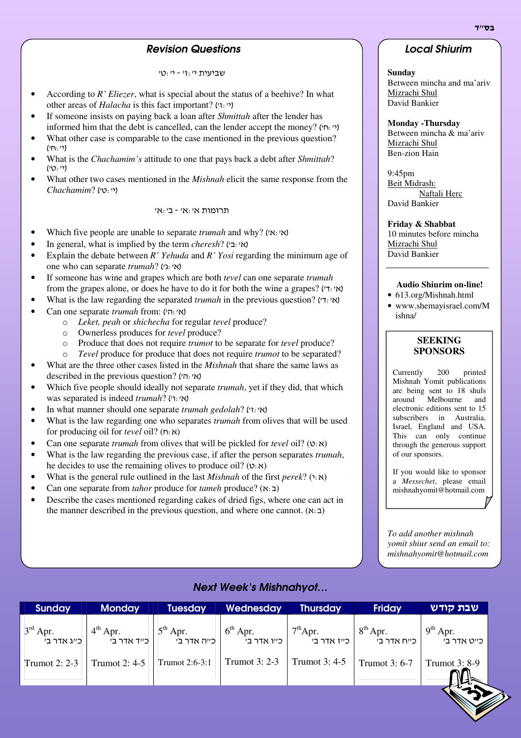## Revision Questions

שביעית י׳:ז׳ - י׳:ט׳

- According to *R' Eliezer*, what is special about the status of a beehive? In what other areas of *Halacha* is this fact important? (י׳:ז׳)
- If someone insists on paying back a loan after *Shmittah* after the lender has informed him that the debt is cancelled, can the lender accept the money? (י׳:ח׳)
- What other case is comparable to the case mentioned in the previous question? (י׳:ח׳)
- What is the *Chachamim's* attitude to one that pays back a debt after *Shmittah*? (י׳:ט׳)
- What other two cases mentioned in the *Mishnah* elicit the same response from the *Chachamim*? (י׳:ט׳)

תרומות א׳:א׳ - ב׳:א׳

- Which five people are unable to separate *trumah* and why? (א׳:א׳)
- In general, what is implied by the term *cheresh*? (א׳:ב׳)
- Explain the debate between *R' Yehuda* and *R' Yosi* regarding the minimum age of one who can separate *trumah*? (א׳:ג׳)
- If someone has wine and grapes which are both *tevel* can one separate *trumah* from the grapes alone, or does he have to do it for both the wine a grapes? (א׳:ד׳)
- What is the law regarding the separated *trumah* in the previous question? (א׳:ד׳)
- Can one separate *trumah* from: (א׳:ה׳)
  - *Leket, peah* or *shichecha* for regular *tevel* produce?
  - Ownerless produces for *tevel* produce?
  - Produce that does not require *trumot* to be separate for *tevel* produce?
  - *Tevel* produce for produce that does not require *trumot* to be separated?
- What are the three other cases listed in the *Mishnah* that share the same laws as described in the previous question? (א׳:ה׳)
- Which five people should ideally not separate *trumah*, yet if they did, that which was separated is indeed *trumah*? (א׳:ו׳)
- In what manner should one separate *trumah gedolah*? (א׳:ז׳)
- What is the law regarding one who separates *trumah* from olives that will be used for producing oil for *tevel* oil? (א:ח)
- Can one separate *trumah* from olives that will be pickled for *tevel* oil? (א:ט)
- What is the law regarding the previous case, if after the person separates *trumah*, he decides to use the remaining olives to produce oil? (א:ט)
- What is the general rule outlined in the last *Mishnah* of the first *perek*? (א:י)
- Can one separate from *tahor* produce for *tameh* produce? (ב:א)
- Describe the cases mentioned regarding cakes of dried figs, where one can act in the manner described in the previous question, and where one cannot. (ב:א)

## Local Shiurim

**Sunday**
Between mincha and ma'ariv
Mizrachi Shul
David Bankier

**Monday -Thursday**
Between mincha & ma'ariv
Mizrachi Shul
Ben-zion Hain

9:45pm
Beit Midrash:
Naftali Herc
David Bankier

**Friday & Shabbat**
10 minutes before mincha
Mizrachi Shul
David Bankier

**Audio Shiurim on-line!**

- 613.org/Mishnah.html
- www.shemayisrael.com/Mishna/

**SEEKING SPONSORS**

Currently 200 printed Mishnah Yomit publications are being sent to 18 shuls around Melbourne and electronic editions sent to 15 subscribers in Australia, Israel, England and USA. This can only continue through the generous support of our sponsors.

If you would like to sponsor a *Messechet*, please email mishnahyomit@hotmail.com

*To add another mishnah yomit shiur send an email to: mishnahyomit@hotmail.com*

## Next Week's Mishnahyot...

| Sunday | Monday | Tuesday | Wednesday | Thursday | Friday | שבת קודש |
|---|---|---|---|---|---|---|
| 3rd Apr. כ״ג אדר ב׳ | 4th Apr. כ״ד אדר ב׳ | 5th Apr. כ״ה אדר ב׳ | 6th Apr. כ״ו אדר ב׳ | 7th Apr. כ״ז אדר ב׳ | 8th Apr. כ״ח אדר ב׳ | 9th Apr. כ״ט אדר ב׳ |
| Trumot 2: 2-3 | Trumot 2: 4-5 | Trumot 2:6-3:1 | Trumot 3: 2-3 | Trumot 3: 4-5 | Trumot 3: 6-7 | Trumot 3: 8-9 |